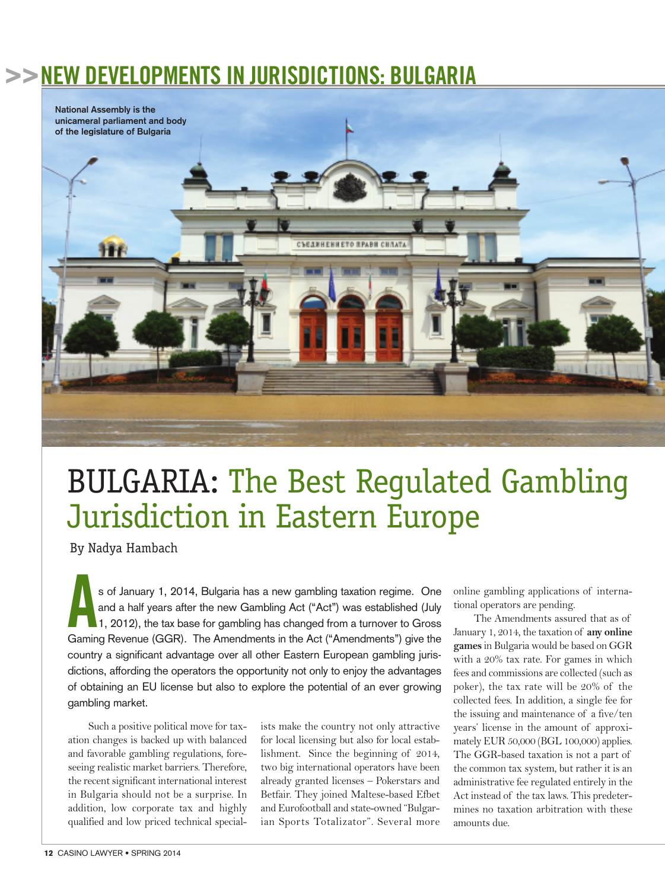# >> NEW DEVELOPMENTS IN JURISDICTIONS: BULGARIA

National Assembly is the unicameral parliament and body of the legislature of Bulgaria

# BULGARIA: The Best Regulated Gambling Jurisdiction in Eastern Europe

By Nadya Hambach

As of January 1, 2014, Bulgaria has a new gambling taxation regime. One and a half years after the new Gambling Act ("Act") was established (July 1, 2012), the tax base for gambling has changed from a turnover to Gross Gaming Revenue (GGR). The Amendments in the Act ("Amendments") give the country a significant advantage over all other Eastern European gambling jurisdictions, affording the operators the opportunity not only to enjoy the advantages of obtaining an EU license but also to explore the potential of an ever growing gambling market.

Such a positive political move for taxation changes is backed up with balanced and favorable gambling regulations, foreseeing realistic market barriers. Therefore, the recent significant international interest in Bulgaria should not be a surprise. In addition, low corporate tax and highly qualified and low priced technical specialists make the country not only attractive for local licensing but also for local establishment. Since the beginning of 2014, two big international operators have been already granted licenses – Pokerstars and Betfair. They joined Maltese-based Efbet and Eurofootball and state-owned "Bulgarian Sports Totalizator". Several more online gambling applications of international operators are pending.

The Amendments assured that as of January 1, 2014, the taxation of **any online games** in Bulgaria would be based on GGR with a 20% tax rate. For games in which fees and commissions are collected (such as poker), the tax rate will be 20% of the collected fees. In addition, a single fee for the issuing and maintenance of a five/ten years' license in the amount of approximately EUR 50,000 (BGL 100,000) applies. The GGR-based taxation is not a part of the common tax system, but rather it is an administrative fee regulated entirely in the Act instead of the tax laws. This predetermines no taxation arbitration with these amounts due.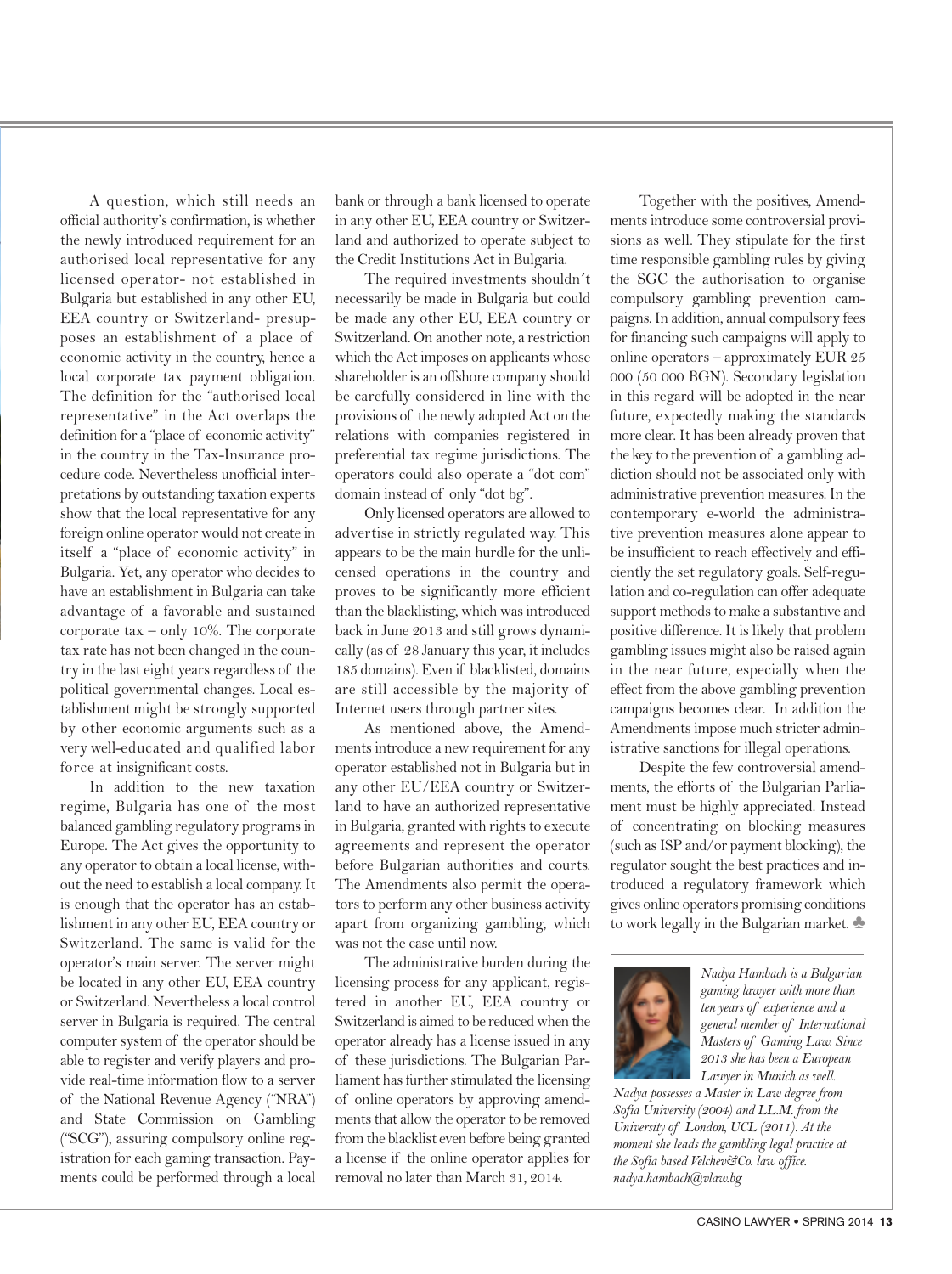A question, which still needs an official authority's confirmation, is whether the newly introduced requirement for an authorised local representative for any licensed operator- not established in Bulgaria but established in any other EU, EEA country or Switzerland- presupposes an establishment of a place of economic activity in the country, hence a local corporate tax payment obligation. The definition for the "authorised local representative" in the Act overlaps the definition for a "place of economic activity" in the country in the Tax-Insurance procedure code. Nevertheless unofficial interpretations by outstanding taxation experts show that the local representative for any foreign online operator would not create in itself a "place of economic activity" in Bulgaria. Yet, any operator who decides to have an establishment in Bulgaria can take advantage of a favorable and sustained corporate tax – only 10%. The corporate tax rate has not been changed in the country in the last eight years regardless of the political governmental changes. Local establishment might be strongly supported by other economic arguments such as a very well-educated and qualified labor force at insignificant costs.

In addition to the new taxation regime, Bulgaria has one of the most balanced gambling regulatory programs in Europe. The Act gives the opportunity to any operator to obtain a local license, without the need to establish a local company. It is enough that the operator has an establishment in any other EU, EEA country or Switzerland. The same is valid for the operator's main server. The server might be located in any other EU, EEA country or Switzerland. Nevertheless a local control server in Bulgaria is required. The central computer system of the operator should be able to register and verify players and provide real-time information flow to a server of the National Revenue Agency ("NRA") and State Commission on Gambling ("SCG"), assuring compulsory online registration for each gaming transaction. Payments could be performed through a local bank or through a bank licensed to operate in any other EU, EEA country or Switzerland and authorized to operate subject to the Credit Institutions Act in Bulgaria.

The required investments shouldn´t necessarily be made in Bulgaria but could be made any other EU, EEA country or Switzerland. On another note, a restriction which the Act imposes on applicants whose shareholder is an offshore company should be carefully considered in line with the provisions of the newly adopted Act on the relations with companies registered in preferential tax regime jurisdictions. The operators could also operate a "dot com" domain instead of only "dot bg".

Only licensed operators are allowed to advertise in strictly regulated way. This appears to be the main hurdle for the unlicensed operations in the country and proves to be significantly more efficient than the blacklisting, which was introduced back in June 2013 and still grows dynamically (as of 28 January this year, it includes 185 domains). Even if blacklisted, domains are still accessible by the majority of Internet users through partner sites.

As mentioned above, the Amendments introduce a new requirement for any operator established not in Bulgaria but in any other EU/EEA country or Switzerland to have an authorized representative in Bulgaria, granted with rights to execute agreements and represent the operator before Bulgarian authorities and courts. The Amendments also permit the operators to perform any other business activity apart from organizing gambling, which was not the case until now.

The administrative burden during the licensing process for any applicant, registered in another EU, EEA country or Switzerland is aimed to be reduced when the operator already has a license issued in any of these jurisdictions. The Bulgarian Parliament has further stimulated the licensing of online operators by approving amendments that allow the operator to be removed from the blacklist even before being granted a license if the online operator applies for removal no later than March 31, 2014.

Together with the positives, Amendments introduce some controversial provisions as well. They stipulate for the first time responsible gambling rules by giving the SGC the authorisation to organise compulsory gambling prevention campaigns. In addition, annual compulsory fees for financing such campaigns will apply to online operators – approximately EUR 25 000 (50 000 BGN). Secondary legislation in this regard will be adopted in the near future, expectedly making the standards more clear. It has been already proven that the key to the prevention of a gambling addiction should not be associated only with administrative prevention measures. In the contemporary e-world the administrative prevention measures alone appear to be insufficient to reach effectively and efficiently the set regulatory goals. Self-regulation and co-regulation can offer adequate support methods to make a substantive and positive difference. It is likely that problem gambling issues might also be raised again in the near future, especially when the effect from the above gambling prevention campaigns becomes clear. In addition the Amendments impose much stricter administrative sanctions for illegal operations.

Despite the few controversial amendments, the efforts of the Bulgarian Parliament must be highly appreciated. Instead of concentrating on blocking measures (such as ISP and/or payment blocking), the regulator sought the best practices and introduced a regulatory framework which gives online operators promising conditions to work legally in the Bulgarian market. ♣

---

*Nadya Hambach is a Bulgarian gaming lawyer with more than ten years of experience and a general member of International Masters of Gaming Law. Since 2013 she has been a European Lawyer in Munich as well. Nadya possesses a Master in Law degree from Sofia University (2004) and LL.M. from the University of London, UCL (2011). At the moment she leads the gambling legal practice at the Sofia based Velchev&Co. law office. nadya.hambach@vlaw.bg*